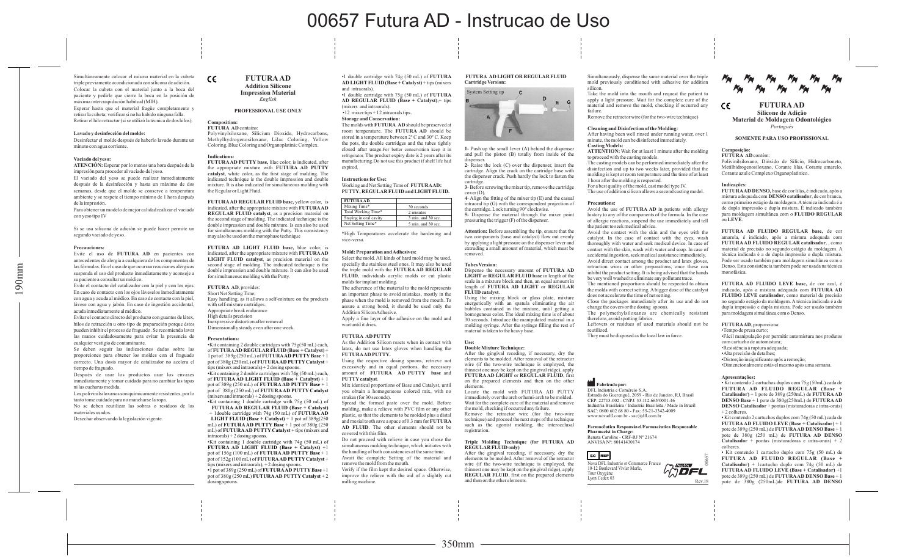# 00657 Futura AD - Instrucao de Uso

Simultáneamente colocar el mismo material en la cubeta triple previamente acondicionada con silicona de adición.
Colocar la cubeta con el material junto a la boca del paciente y pedirle que cierre la boca en la posición de máxima intercuspidación habitual (MIH).
Esperar hasta que el material fragüe completamente y retirar la cubeta; verificar si no ha habido ninguna falla.
Retirar el hilo retractor (si se utilizó la técnica de dos hilos).

**Lavado y desinfección del molde:**
Desinfectar el molde después de haberlo lavado durante un minuto con agua corriente.

**Vaciado del yeso:**
**ATENCIÓN:** Esperar por lo menos una hora después de la impresión para proceder al vaciado del yeso.
El vaciado del yeso se puede realizar inmediatamente después de la desinfección y hasta un máximo de dos semanas, desde que el molde se conserve a temperatura ambiente y se respete el tiempo mínimo de 1 hora después de la impresión.
Para obtener un modelo de mejor calidad realizar el vaciado con yeso tipo IV

Si se usa silicona de adición se puede hacer permite un segundo vaciado de yeso.

**Precauciones:**
Evite el uso de **FUTURA AD** en pacientes con antecedentes de alergia a cualquiera de los componentes de las fórmulas. En el caso de que ocurran reacciones alérgicas suspenda el uso del producto inmediatamente y aconseje a su paciente a consultar un médico.
Evite el contacto del catalizador con la piel y con los ojos. En caso de contacto con los ojos láveselos inmediatamente con agua y acuda al médico. En caso de contacto con la piel, lávese con agua y jabón. En caso de ingestión accidental, acuda inmediatamente al médico.
Evitar el contacto directo del producto con guantes de látex, hilos de retracción u otro tipo de preparación porque éstos pueden inhibir el proceso de fraguado. Se recomienda lavar las manos cuidadosamente para evitar la presencia de cualquier vestigio de contaminante.
Se deben seguir las indicaciones dadas sobre las proporciones para obtener los moldes con el fraguado correcto. Una dosis mayor de catalizador no acelera el tiempo de fraguado.
Después de usar los productos usar los envases inmediatamente y tomar cuidado para no cambiar las tapas ni las cucharas medida.
Los polivinilsiloxanos son químicamente resistentes, por lo tanto tome cuidado para no mancharse la ropa.
No se deben reutilizar las sobras o residuos de los materiales usados.
Desechar observando la legislación vigente.

CE

## FUTURA AD
### Addition Silicone Impression Material
*English*

**PROFESSIONAL USE ONLY**

**Composition:**
**FUTURA AD** contains:
Polyvinylsiloxane, Silicium Dioxide, Hydrocarbons, Methylhydrogenosiloxane, Lilac Coloring, Yellow Coloring, Blue Coloring and Organoplatinic Complex.

**Indications:**
**FUTURA AD PUTTY base,** lilac color, is indicated, after the appropriate mixture with **FUTURA AD PUTTY catalyst**, white color, as the first stage of molding. The indicated technique is the double impression and double mixture. It is also indicated for simultaneous molding with the Regular or Light Fluid.

**FUTURA AD REGULAR FLUID base,** yellow color, is indicated, after the appropriate mixture with **FUTURA AD REGULAR FLUID catalyst**, as a precision material on the second stage of molding. The indicated technique is the double impression and double mixture. It can also be used for simultaneous molding with the Putty. This consistency may also be used on the monophase technique

**FUTURA AD LIGHT FLUID base,** blue color, is indicated, after the appropriate mixture with **FUTURA AD LIGHT FLUID catalyst**, as precision material on the second stage of molding. The indicated technique is the double impression and double mixture. It can also be used for simultaneous molding with the Putty.

**FUTURA AD**, provides:
Short Net Setting Time;
Easy handling, as it allows a self-mixture on the products with self-mixture cartridges.
Appropriate break endurance
High details precision
Inexpressive distortion after removal
Dimensionally steady even after one week.

**Presentations:**
•Kit containing 2 double cartridges with 75g(50 mL) each, of **FUTURA AD REGULAR FLUID (Base + Catalyst)** + 1 pot of 389g (250 mL) of **FUTURA AD PUTTY Base** + 1 pot of 380g (250 mL) of **FUTURA AD PUTTY Catalyst** + tips (mixers and intraorals) + 2 dosing spoons.
•Kit containing 2 double cartridges with 74g (50 mL) each, of **FUTURA AD LIGHT FLUID (Base + Catalyst)** + 1 pot of 389g (250 mL) of **FUTURA AD PUTTY Base** + 1 pot of 380g (250 mL) of **FUTURA AD PUTTY Catalyst** (mixers and intraorals) + 2 dosing spoons.
•Kit containing 1 double cartridge with 75g (50 mL) of **FUTURA AD REGULAR FLUID (Base + Catalyst)** + 1double cartridge with 74g (50 mL) of **FUTURA AD LIGHT FLUID (Base + Catalyst)** + 1 pot of 389g(250 mL) of **FUTURA AD PUTTY Base** + 1 pot of 380g (250 mL) of **FUTURA AD PUTTY Catalyst** + tips (mixers and intraorals) + 2 dosing spoons.
•Kit containing 1 double cartridge with 74g (50 mL) of **FUTURA AD LIGHT FLUID (Base + Catalyst)** +1 pot of 156g (100 mL) of **FUTURA AD PUTTY Base** + 1 pot of 152g (100 mL) of **FUTURA AD PUTTY Catalyst** + tips (mixers and intraorals), + 2 dosing spoons.
•1 pot of 389g (250 mL) of **FUTURA AD PUTTY Base** +1 pot of 380g (250 mL) **FUTURA AD PUTTY Catalyst** + 2 dosing spoons.
•1 double cartridge with 74g (50 mL) of **FUTURA AD LIGHT FLUID (Base + Catalyst)** + tips (mixers and intraorals).
•1 double cartridge with 75g (50 mL) of **FUTURA AD REGULAR FLUID (Base + Catalyst)**,+ tips (mixers and intraorals).
•12 mixer tips + 12 intraorals tips.

**Storage and Conservation:**
The molds with **FUTURA AD** should be preserved at room temperature. The **FUTURA AD** should be stored in a temperature between 2° C and 30° C. Keep the pots, the double cartridges and the tubes tightly closed after usage.For better conservation keep it in refrigerator. The product expiry date is 2 years after its manufacturing.Do not use this product if shelf life had expired.

**Instructions for Use:**
Working and Net Setting Time of **FUTURA AD: PUTTY, REGULAR FLUID and LIGHT FLUID.**

| FUTURA AD | |
|---|---|
| Mixing Time* | 30 seconds |
| Total Working Time* | 2 minutes |
| Staying in oral cavity | 3 min. and 30 sec. |
| Net Setting Time* | 5 min. and 30 sec. |

*High Temperatures accelerate the hardening and vice-versa.

**Mold: Preparation and Adhesives:**
Select the mold. All kinds of hard mold may be used, specially the stainless steel ones. It may also be used the triple mold with the **FUTURA AD REGULAR FLUID**, individuals acrylic molds or cut plastic molds for implant molding.
The adherence of the material to the mold represents an important phase to avoid mistakes, mostly in the phase when the mold is removed from the mouth. To assure a strong bond, it should be used only the Addition Silicon Adhesive.
Apply a fine layer of the adhesive on the mold and wait until it dries.

**FUTURA AD PUTTY**
As the Addition Silicon reacts when in contact with latex, do not use latex gloves when handling the **FUTURA AD PUTTY.**
Using the respective dosing spoons, retrieve not excessively and in equal portions, the necessary amount of **FUTURA AD PUTTY base** and **PUTTY catalyst**.
Mix identical proportions of Base and Catalyst, until you obtain a homogeneous colored mix, with no strakes (for 30 seconds).
Spread the formed paste over the mold. Before molding, make a relieve with PVC film or any other plastic, so that the elements to be molded plus a distal and mesial tooth save a space of 0.3 mm for **FUTURA AD FLUID**. The other elements should not be covered with this film.
Do not proceed with relieve in case you chose the simultaneous molding technique, which initiates with the handling of both consistencies at the same time.
Await the complete Setting of the material and remove the mold from the mouth.
Verify if the film kept the desired space. Otherwise, improve the relieve with the aid of a slightly cut milling machine.

**FUTURA AD LIGHT OR REGULAR FLUID Cartridge Version:**

System Setting up

**1**- Push up the small lever (A) behind the dispenser and pull the piston (B) totally from inside of the dispenser.
**2**- Raise the lock (C) over the dispenser, insert the cartridge. Align the crack on the cartridge base with the dispenser crack. Push hardly the lock to fasten the cartridge.
**3**- Before screwing the mixer tip, remove the cartridge cover (D).
**4**- Align the fitting of the mixer tip (E) and the casual intraoral tip (G) with the correspondent projection of the cartridge. Lock turning 90° clockwise.
**5**- Dispense the material through the mixer point pressuring the trigger (F) of the dispenser.

**Attention:** Before assembling the tip, ensure that the two components (base and catalyst) flow out evenly by applying a light pressure on the dispenser lever and extruding a small amount of material, which must be removed.

**Tubes Version:**
Dispense the necessary amount of **FUTURA AD LIGHT** or **REGULAR FLUID base** in length of the scale in a mixture block and then, an equal amount in length of **FUTURA AD LIGHT** or **REGULAR FLUID catalyst**.
Using the mixing block or glass plate, mixture energetically with an spatula eliminating the air bubbles contained in the mixture, until getting a homogenous color. The ideal mixing time is of about 30 seconds. Introduce the manipulated material in a molding syringe. After the syringe filling the rest of material is taken to the heavy base.

**Use:**
**Double Mixture Technique:**
After the gingival receding, if necessary, dry the elements to be molded. After removal of the retractor wire (if the two-wire technique is employed, the thinnest one may be kept on the gingival ridge), apply **FUTURA AD LIGHT** or **REGULAR FLUID**, first on the prepared elements and then on the other elements.
Locate the mold with FUTURA AD PUTTY immediately over the arch or hemi-arch to be molded. Wait for the complete cure of the material and remove the mold, checking if occurred any failure.
Remove the retractor wire (for the two-wire technique) and proceed the next steps of the technique such as the agonist molding, the interocclusal registration.

**Triple Molding Technique (for FUTURA AD REGULAR FLUID only)**
After the gingival receding, if necessary, dry the elements to be molded. After removal of the retractor wire (if the two-wire technique is employed, the thinnest one may be kept on the gingival ridge), apply **REGULAR FLUID**, first on the prepared elements and then on the other elements.
Simultaneously, dispense the same material over the triple mold previously conditioned with adhesive for addition silicon.
Take the mold into the mouth and request the patient to apply a light pressure. Wait for the complete cure of the material and remove the mold, checking if occurred any failure.
Remove the retractor wire (for the two-wire technique)

**Cleaning and Disinfection of the Molding:**
After having been well rinsed under running water, over 1 minute, the mold can be disinfected immediately.
**Casting Models:**
**ATTENTION:** Wait for at least 1 minute after the molding to proceed with the casting models.
The casting models can be performed immediately after the disinfection and up to two weeks later, provided that the molding is kept at room temperature and the time of at least 1 hour after the molding is respected.
For a best quality of the mold, cast model type IV.
The use of addition silicon allows a second casting model.

**Precautions:**
Avoid the use of **FUTURA AD** in patients with allergy history to any of the components of the formula. In the case of allergic reactions, suspend the use immediately and tell the patient to seek medical advice.
Avoid the contact with the skin and the eyes with the catalyst. In the case of contact with the eyes, wash thoroughly with water and seek medical device. In case of contact with the skin, wash with water and soap. In case of accidental ingestion, seek medical assistance immediately.
Avoid direct contact among the product and latex gloves, retraction wires or other preparations, once these can inhibit the product setting. It is being advised that the hands be very well washed to eliminate any pollutant trace.
The mentioned proportions should be respected to obtain the molds with correct setting. A bigger dose of the catalyst does not accelerate the time of net setting.
Close the packages immediately after its use and do not change the covers or the dosing spoons.
The polymethylsiloxanes are chemically resistant therefore, avoid spotting fabrics.
Leftovers or residues of used materials should not be reutilized.
They must be disposed as the local law in force.

**Fabricado por:**
DFL Indústria e Comércio S.A.
Estrada do Guerenguê, 2059 - Rio de Janeiro, RJ, Brasil
CEP: 22713-002 - CNPJ: 33.112.665/0001-46
Indústria Brasileira / Industria Brasileña / Made in Brazil
SAC: 0800 602 68 80 - Fax: 55-21-3342-4009
www.novadfl.com.br - sac@dfl.com.br

**Farmacêutica Responsável/Farmacéutica Responsable Pharmacist in Charge:**
Renata Caroline - CRF-RJ Nº 21674
ANVISA Nº: 80141430174

EC REP
Nova DFL Industrie et Commerce France
10-12 Boulevard Vivier Merle,
Tour Oxygène
Lyon Cedex 03

00657
Rev.18

CE

## FUTURA AD
### Silicone de Adição Material de Moldagem Odontológico
*Português*

**SOMENTE PARA USO PROFISSIONAL**

**Composição:**
**FUTURA AD** contém:
Polivinilsiloxano, Dióxido de Silício, Hidrocarboneto, Metilhidrogenosiloxano, Corante lilás, Corante amarelo, Corante azul e Complexo Organoplatínico.

**Indicações:**
**FUTURA AD DENSO,** base de cor lilás, é indicado, após a mistura adequada com **DENSO catalisador**, de cor branca, como primeiro estágio da moldagem. A técnica indicada é a de dupla impressão e dupla mistura. É indicado também para moldagem simultânea com o **FLUIDO REGULAR** ou **LEVE.**

**FUTURA AD FLUIDO REGULAR base,** de cor amarela, é indicado, após a mistura adequada com **FUTURA AD FLUIDO REGULAR catalisador**, , como material de precisão no segundo estágio da moldagem. A técnica indicada é a de dupla impressão e dupla mistura. Pode ser usado também para moldagem simultânea com o Denso. Esta consistência também pode ser usada na técnica monofásica.

**FUTURA AD FLUIDO LEVE base,** de cor azul, é indicado, após a mistura adequada com **FUTURA AD FLUIDO LEVE catalisador**, como material de precisão no segundo estágio da moldagem. A técnica indicada é a de dupla impressão e dupla mistura. Pode ser usado também para moldagem simultânea com o Denso.

**FUTURA AD**, proporciona:
•Tempo de presa curto;
•Fácil manipulação por permitir automistura nos produtos com cartucho de automistura;
•Resistência à ruptura adequada;
•Alta precisão de detalhes;
•Distorção insignificante após a remoção;
•Dimensionalmente estável mesmo após uma semana.

**Apresentações:**
• Kit contendo 2 cartuchos duplos com 75g (50mL) cada de **FUTURA AD FLUIDO REGULAR (Base + Catalisador)** + 1 pote de 389g (250mL) de **FUTURA AD DENSO Base** + 1 pote de 380g(250mL) de **FUTURA AD DENSO Catalisador** + pontas (misturadoras e intra-orais) + 2 colheres.
• Kit contendo 2 cartuchos duplos com 74g (50 mL) cada de **FUTURA AD FLUIDO LEVE (Base + Catalisador)** + 1 pote de 389g (250 mL) de **FUTURA AD DENSO Base** + 1 pote de 380g (250 mL) de **FUTURA AD DENSO Catalisador** + pontas (misturadoras e intra-orais) + 2 colheres.
• Kit contendo 1 cartucho duplo com 75g (50 mL) de **FUTURA AD FLUIDO REGULAR (Base + Catalisador)** + 1cartucho duplo com 74g (50 mL) de **FUTURA AD FLUIDO LEVE (Base + Catalisador)** +1 pote de 389g (250 mL) de **FUTURA AD DENSO Base** + 1 pote de 380g (250mL)de **FUTURA AD DENSO**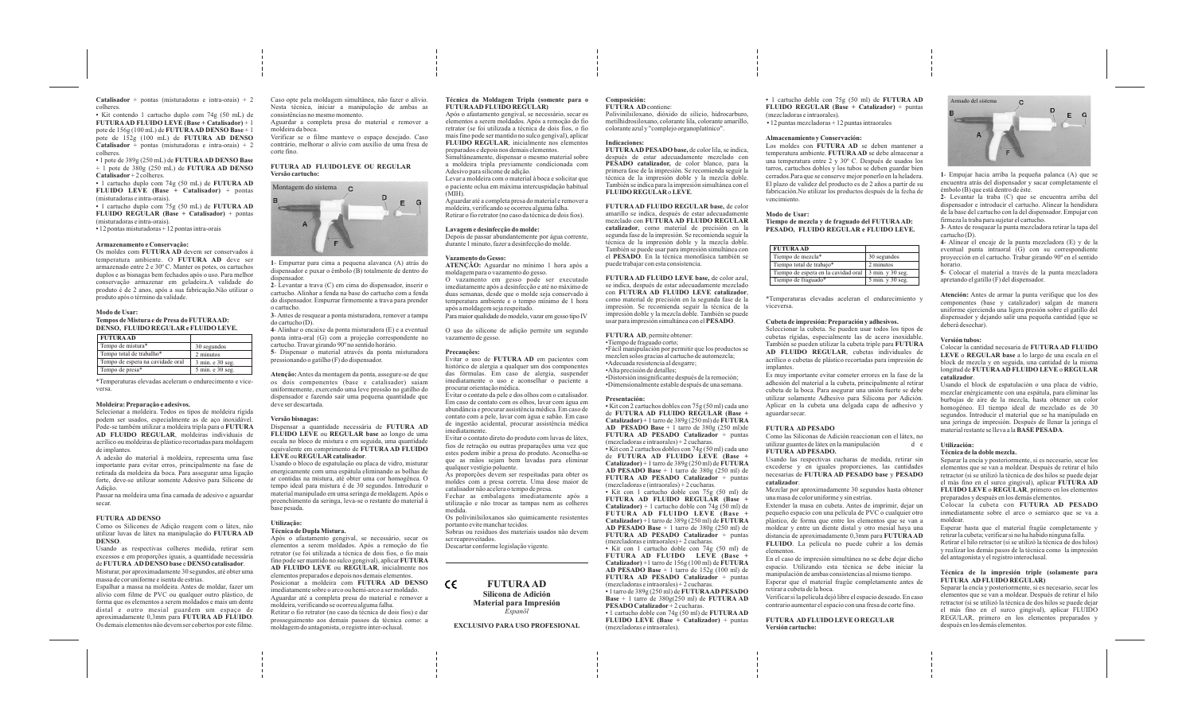**Catalisador** + pontas (misturadoras e intra-orais) + 2 colheres.

• Kit contendo 1 cartucho duplo com 74g (50 mL) de **FUTURA AD FLUIDO LEVE (Base + Catalisador)** + 1 pote de 156g (100 mL) de **FUTURA AD DENSO Base** + 1 pote de 152g (100 mL) de **FUTURA AD DENSO Catalisador** + pontas (misturadoras e intra-orais) + 2 colheres.

• 1 pote de 389g (250 mL) de **FUTURA AD DENSO Base** + 1 pote de 380g (250 mL) de **FUTURA AD DENSO Catalisador** + 2 colheres.

• 1 cartucho duplo com 74g (50 mL) de **FUTURA AD FLUIDO LEVE (Base + Catalisador)** + pontas (misturadoras e intra-orais).

• 1 cartucho duplo com 75g (50 mL) de **FUTURA AD FLUIDO REGULAR (Base + Catalisador)** + pontas (misturadoras e intra-orais).

• 12 pontas misturadoras + 12 pontas intra-orais

**Armazenamento e Conservação:**

Os moldes com **FUTURA AD** devem ser conservados à temperatura ambiente. O **FUTURA AD** deve ser armazenado entre 2 e 30º C. Manter os potes, os cartuchos duplos e as bisnagas bem fechados após o uso. Para melhor conservação armazenar em geladeira. A validade do produto é de 2 anos, após a sua fabricação. Não utilizar o produto após o término da validade.

**Modo de Usar:**

**Tempos de Mistura e de Presa do FUTURA AD: DENSO, FLUIDO REGULAR e FLUIDO LEVE.**

| FUTURA AD | |
|---|---|
| Tempo de mistura* | 30 segundos |
| Tempo total de trabalho* | 2 minutos |
| Tempo de espera na cavidade oral | 3 min. e 30 seg. |
| Tempo de presa* | 5 min. e 30 seg. |

*Temperaturas elevadas aceleram o endurecimento e vice-versa.

**Moldeira: Preparação e adesivos.**

Selecionar a moldeira. Todos os tipos de moldeira rígida podem ser usados, especialmente as de aço inoxidável. Pode-se também utilizar a moldeira tripla para o **FUTURA AD FLUIDO REGULAR**, moldeiras individuais de acrílico ou moldeiras de plástico recortadas para moldagem de implantes.

A adesão do material à moldeira, representa uma fase importante para evitar erros, principalmente na fase de retirada da moldeira da boca. Para assegurar uma ligação forte, deve-se utilizar somente Adesivo para Silicone de Adição.

Passar na moldeira uma fina camada de adesivo e aguardar secar.

**FUTURA AD DENSO**

Como os Silicones de Adição reagem com o látex, não utilizar luvas de látex na manipulação do **FUTURA AD DENSO**.

Usando as respectivas colheres medida, retirar sem excessos e em proporções iguais, a quantidade necessária de **FUTURA AD DENSO base** e **DENSO catalisador**.

Misturar, por aproximadamente 30 segundos, até obter uma massa de cor uniforme e isenta de estrias.

Espalhar a massa na moldeira. Antes de moldar, fazer um alívio com filme de PVC ou qualquer outro plástico, de forma que os elementos a serem moldados e mais um dente distal e outro mesial guardem um espaço de aproximadamente 0,3mm para **FUTURA AD FLUIDO**. Os demais elementos não devem ser cobertos por este filme. Caso opte pela moldagem simultânea, não fazer o alívio. Nesta técnica, iniciar a manipulação de ambas as consistências no mesmo momento.

Aguardar a completa presa do material e remover a moldeira da boca.

Verificar se o filme manteve o espaço desejado. Caso contrário, melhorar o alívio com auxílio de uma fresa de corte fino.

**FUTURA AD FLUIDO LEVE OU REGULAR**

**Versão cartucho:**

Montagem do sistema

A B C D E F G

**1-** Empurrar para cima a pequena alavanca (A) atrás do dispensador e puxar o êmbolo (B) totalmente de dentro do dispensador.

**2-** Levantar a trava (C) em cima do dispensador, inserir o cartucho. Alinhar a fenda na base do cartucho com a fenda do dispensador. Empurrar firmemente a trava para prender o cartucho.

**3-** Antes de rosquear a ponta misturadora, remover a tampa do cartucho (D).

**4-** Alinhar o encaixe da ponta misturadora (E) e a eventual ponta intra-oral (G) com a projeção correspondente no cartucho. Travar girando 90º no sentido horário.

**5-** Dispensar o material através da ponta misturadora pressionando o gatilho (F) do dispensador.

**Atenção:** Antes da montagem da ponta, assegure-se de que os dois componentes (base e catalisador) saiam uniformemente, exercendo uma leve pressão no gatilho do dispensador e fazendo sair uma pequena quantidade que deve ser descartada.

**Versão bisnagas:**

Dispensar a quantidade necessária de **FUTURA AD FLUIDO LEVE** ou **REGULAR base** ao longo de uma escala no bloco de mistura e em seguida, uma quantidade equivalente em comprimento de **FUTURA AD FLUIDO LEVE** ou **REGULAR catalisador**.

Usando o bloco de espatulação ou placa de vidro, misturar energicamente com uma espátula eliminando as bolhas de ar contidas na mistura, até obter uma cor homogênea. O tempo ideal para mistura é de 30 segundos. Introduzir o material manipulado em uma seringa de moldagem. Após o preenchimento da seringa, leva-se o restante do material à base pesada.

**Utilização:**

**Técnica de Dupla Mistura.**

Após o afastamento gengival, se necessário, secar os elementos a serem moldados. Após a remoção do fio retrator (se foi utilizada a técnica de dois fios, o fio mais fino pode ser mantido no sulco gengival), aplicar **FUTURA AD FLUIDO LEVE** ou **REGULAR**, inicialmente nos elementos preparados e depois nos demais elementos.

Posicionar a moldeira com **FUTURA AD DENSO** imediatamente sobre o arco ou hemi-arco a ser moldado.

Aguardar até a completa presa do material e remover a moldeira, verificando se ocorreu alguma falha.

Retirar o fio retrator (no caso da técnica de dois fios) e dar prosseguimento aos demais passos da técnica como: a moldagem do antagonista, o registro inter-oclusal.

**Técnica da Moldagem Tripla (somente para o FUTURA AD FLUIDO REGULAR)**

Após o afastamento gengival, se necessário, secar os elementos a serem moldados. Após a remoção do fio retrator (se foi utilizada a técnica de dois fios, o fio mais fino pode ser mantido no sulco gengival), aplicar **FLUIDO REGULAR**, inicialmente nos elementos preparados e depois nos demais elementos.

Simultaneamente, dispensar o mesmo material sobre a moldeira tripla previamente condicionada com Adesivo para silicone de adição.

Levar a moldeira com o material à boca e solicitar que o paciente oclua em máxima intercuspidação habitual (MIH).

Aguardar até a completa presa do material e remover a moldeira, verificando se ocorreu alguma falha.

Retirar o fio retrator (no caso da técnica de dois fios).

**Lavagem e desinfecção do molde:**

Depois de passar abundantemente por água corrente, durante 1 minuto, fazer a desinfecção do molde.

**Vazamento do Gesso:**

**ATENÇÃO:** Aguardar no mínimo 1 hora após a moldagem para o vazamento do gesso.

O vazamento em gesso pode ser executado imediatamente após a desinfecção e até no máximo de duas semanas, desde que o molde seja conservado à temperatura ambiente e o tempo mínimo de 1 hora após a moldagem seja respeitado.

Para maior qualidade do modelo, vazar em gesso tipo IV

O uso do silicone de adição permite um segundo vazamento de gesso.

**Precauções:**

Evitar o uso de **FUTURA AD** em pacientes com histórico de alergia a qualquer um dos componentes das fórmulas. Em caso de alergia, suspender imediatamente o uso e aconselhar o paciente a procurar orientação médica.

Evitar o contato da pele e dos olhos com o catalisador. Em caso de contato com os olhos, lavar com água em abundância e procurar assistência médica. Em caso de contato com a pele, lavar com água e sabão. Em caso de ingestão acidental, procurar assistência médica imediatamente.

Evitar o contato direto do produto com luvas de látex, fios de retração ou outras preparações uma vez que estes podem inibir a presa do produto. Aconselha-se que as mãos sejam bem lavadas para eliminar qualquer vestígio poluente.

As proporções devem ser respeitadas para obter os moldes com a presa correta. Uma dose maior de catalisador não acelera o tempo de presa.

Fechar as embalagens imediatamente após a utilização e não trocar as tampas nem as colheres medida.

Os polivinilsiloxanos são quimicamente resistentes portanto evite manchar tecidos.

Sobras ou resíduos dos materiais usados não devem ser reaproveitados.

Descartar conforme legislação vigente.

CE

# FUTURA AD

**Silicona de Adición**

**Material para Impresión**

*Español*

**EXCLUSIVO PARA USO PROFESIONAL**

**Composición:**

**FUTURA AD** contiene:

Polivinilsiloxano, dióxido de silicio, hidrocarburo, metilhidrosiloxano, colorante lila, colorante amarillo, colorante azul y "complejo organoplatínico".

**Indicaciones:**

**FUTURA AD PESADO base,** de color lila, se indica, después de estar adecuadamente mezclado con **PESADO catalizador,** de color blanco, para la primera fase de la impresión. Se recomienda seguir la técnica de la impresión doble y la mezcla doble. También se indica para la impresión simultánea con el **FLUIDO REGULAR** o **LEVE**.

**FUTURA AD FLUIDO REGULAR base,** de color amarillo se indica, después de estar adecuadamente mezclado con **FUTURA AD FLUIDO REGULAR catalizador**, como material de precisión en la segunda fase de la impresión. Se recomienda seguir la técnica de la impresión doble y la mezcla doble. También se puede usar para impresión simultánea con el **PESADO**. En la técnica monofásica también se puede trabajar con esta consistencia.

**FUTURA AD FLUIDO LEVE base,** de color azul, se indica, después de estar adecuadamente mezclado con **FUTURA AD FLUIDO LEVE catalizador**, como material de precisión en la segunda fase de la impresión. Se recomienda seguir la técnica de la impresión doble y la mezcla doble. También se puede usar para impresión simultánea con el **PESADO**.

**FUTURA AD**, permite obtener:

•Tiempo de fraguado corto;

•Fácil manipulación por permitir que los productos se mezclen solos gracias al cartucho de automezcla;

•Adecuada resistencia al desgarre;

•Alta precisión de detalles;

•Distorsión insignificante después de la remoción;

•Dimensionalmente estable después de una semana.

**Presentación:**

• Kit con 2 cartuchos dobles con 75g (50 ml) cada uno de **FUTURA AD FLUIDO REGULAR (Base + Catalizador)** + 1 tarro de 389g (250 ml) de **FUTURA AD PESADO Base** + 1 tarro de 380g (250 ml) de **FUTURA AD PESADO Catalizador** + puntas (mezcladoras e intraorales) + 2 cucharas.

• Kit con 2 cartuchos dobles con 74g (50 ml) cada uno de **FUTURA AD FLUIDO LEVE (Base + Catalizador)** + 1 tarro de 389g (250 ml) de **FUTURA AD PESADO Base** + 1 tarro de 380g (250 ml) de **FUTURA AD PESADO Catalizador** + puntas (mezcladoras e (intraorales) + 2 cucharas.

• Kit con 1 cartucho doble con 75g (50 ml) de **FUTURA AD FLUIDO REGULAR (Base + Catalizador)** + 1 cartucho doble con 74g (50 ml) de **FUTURA AD FLUIDO LEVE (Base + Catalizador)** + 1 tarro de 389g (250 ml) de **FUTURA AD PESADO Base** + 1 tarro de 380g (250 ml) de **FUTURA AD PESADO Catalizador** + puntas (mezcladoras e intraorales) + 2 cucharas.

• Kit con 1 cartucho doble con 74g (50 ml) de **FUTURA AD FLUIDO LEVE (Base + Catalizador)** + 1 tarro de 156g (100 ml) de **FUTURA AD PESADO Base** + 1 tarro de 152g (100 ml) de **FUTURA AD PESADO Catalizador** + puntas (mezcladoras e intraorales) + 2 cucharas.

• 1 tarro de 389g (250 ml) de **FUTURA AD PESADO Base** + 1 tarro de 380g (250 ml) de **FUTURA AD PESADO Catalizador** + 2 cucharas.

• 1 cartucho doble con 74g (50 ml) de **FUTURA AD FLUIDO LEVE (Base + Catalizador)** + puntas (mezcladoras e intraorales).

• 1 cartucho doble con 75g (50 ml) de **FUTURA AD FLUIDO REGULAR (Base + Catalizador)** + puntas (mezcladoras e intraorales).

• 12 puntas mezcladoras + 12 puntas intraorales

**Almacenamiento y Conservación:**

Los moldes con **FUTURA AD** se deben mantener a temperatura ambiente. **FUTURA AD** se debe almacenar a una temperatura entre 2 y 30º C. Después de usados los tarros, cartuchos dobles y los tubos se deben guardar bien cerrados. Para que se conserve mejor ponerlo en la heladera. El plazo de validez del producto es de 2 años a partir de su fabricación. No utilizar los productos después de la fecha de vencimiento.

**Modo de Usar:**

**Tiempo de mezcla y de fraguado del FUTURA AD: PESADO, FLUIDO REGULAR e FLUIDO LEVE.**

| FUTURA AD | |
|---|---|
| Tiempo de mezcla* | 30 segundos |
| Tiempo total de trabajo* | 2 minutos |
| Tiempo de espera en la cavidad oral | 3 min. y 30 seg. |
| Tiempo de fraguado* | 5 min. y 30 seg. |

*Temperaturas elevadas aceleran el endurecimiento y viceversa.

**Cubeta de impresión: Preparación y adhesivos.**

Seleccionar la cubeta. Se pueden usar todos los tipos de cubetas rígidas, especialmente las de acero inoxidable. También se pueden utilizar la cubeta triple para **FUTURA AD FLUIDO REGULAR**, cubetas individuales de acrílico o cubetas de plástico recortadas para impresión de implantes.

Es muy importante evitar cometer errores en la fase de la adhesión del material a la cubeta, principalmente al retirar cubeta de la boca. Para asegurar una unión fuerte se debe utilizar solamente Adhesivo para Silicona por Adición. Aplicar en la cubeta una delgada capa de adhesivo y aguardar secar.

**FUTURA AD PESADO**

Como las Siliconas de Adición reaccionan con el látex, no utilizar guantes de látex en la manipulación de **FUTURA AD PESADO.**

Usando las respectivas cucharas de medida, retirar sin excederse y en iguales proporciones, las cantidades necesarias de **FUTURA AD PESADO base** y **PESADO catalizador**.

Mezclar por aproximadamente 30 segundos hasta obtener una masa de color uniforme y sin estrías.

Extender la masa en cubeta. Antes de imprimir, dejar un pequeño espacio con una película de PVC o cualquier otro plástico, de forma que los elementos que se van a moldear y entre un diente distal y otro mesial haya una distancia de aproximadamente 0,3mm para **FUTURA AD FLUIDO**. La película no puede cubrir a los demás elementos.

En el caso de impresión simultánea no se debe dejar dicho espacio. Utilizando esta técnica se debe iniciar la manipulación de ambas consistencias al mismo tiempo.

Esperar que el material fragüe completamente antes de retirar a cubeta de la boca.

Verificar si la película dejó libre el espacio deseado. En caso contrario aumentar el espacio con una fresa de corte fino.

**FUTURA AD FLUIDO LEVE O REGULAR**

**Versión cartucho:**

Armado del sistema

A B C D E F G

**1-** Empujar hacia arriba la pequeña palanca (A) que se encuentra atrás del dispensador y sacar completamente el émbolo (B) que está dentro de éste.

**2-** Levantar la traba (C) que se encuentra arriba del dispensador e introducir el cartucho. Alinear la hendidura de la base del cartucho con la del dispensador. Empujar con firmeza la traba para sujetar el cartucho.

**3-** Antes de rosquear la punta mezcladora retirar la tapa del cartucho (D).

**4-** Alinear el encaje de la punta mezcladora (E) y de la eventual punta intraoral (G) con su correspondiente proyección en el cartucho. Trabar girando 90º en el sentido horario.

**5-** Colocar el material a través de la punta mezcladora apretando el gatillo (F) del dispensador.

**Atención:** Antes de armar la punta verifique que los dos componentes (base y catalizador) salgan de manera uniforme ejerciendo una ligera presión sobre el gatillo del dispensador y dejando salir una pequeña cantidad (que se deberá desechar).

**Versión tubos:**

Colocar la cantidad necesaria de **FUTURA AD FLUIDO LEVE** o **REGULAR base** a lo largo de una escala en el block de mezcla y en seguida, una cantidad de la misma longitud de **FUTURA AD FLUIDO LEVE** o **REGULAR catalizador**.

Usando el block de espatulación o una placa de vidrio, mezclar enérgicamente con una espátula, para eliminar las burbujas de aire de la mezcla, hasta obtener un color homogéneo. El tiempo ideal de mezclado es de 30 segundos. Introducir el material que se ha manipulado en una jeringa de impresión. Después de llenar la jeringa el material restante se lleva a la **BASE PESADA**.

**Utilización:**

**Técnica de la doble mezcla.**

Separar la encía y posteriormente, si es necesario, secar los elementos que se van a moldear. Después de retirar el hilo retractor (se se utilizó la técnica de dos hilos se puede dejar el más fino en el surco gingival), aplicar **FUTURA AD FLUIDO LEVE** o **REGULAR**, primero en los elementos preparados y después en los demás elementos.

Colocar la cubeta con **FUTURA AD PESADO** inmediatamente sobre el arco o semiarco que se va a moldear.

Esperar hasta que el material fragüe completamente y retirar la cubeta; verificar si no ha habido ninguna falla.

Retirar el hilo retractor (si se utilizó la técnica de dos hilos) y realizar los demás pasos de la técnica como la impresión del antagonista y el registro interoclusal.

**Técnica de la impresión triple (solamente para FUTURA AD FLUIDO REGULAR)**

Separar la encía y posteriormente, si es necesario, secar los elementos que se van a moldear. Después de retirar el hilo retractor (si se utilizó la técnica de dos hilos se puede dejar el más fino en el surco gingival), aplicar FLUIDO REGULAR, primero en los elementos preparados y después en los demás elementos.